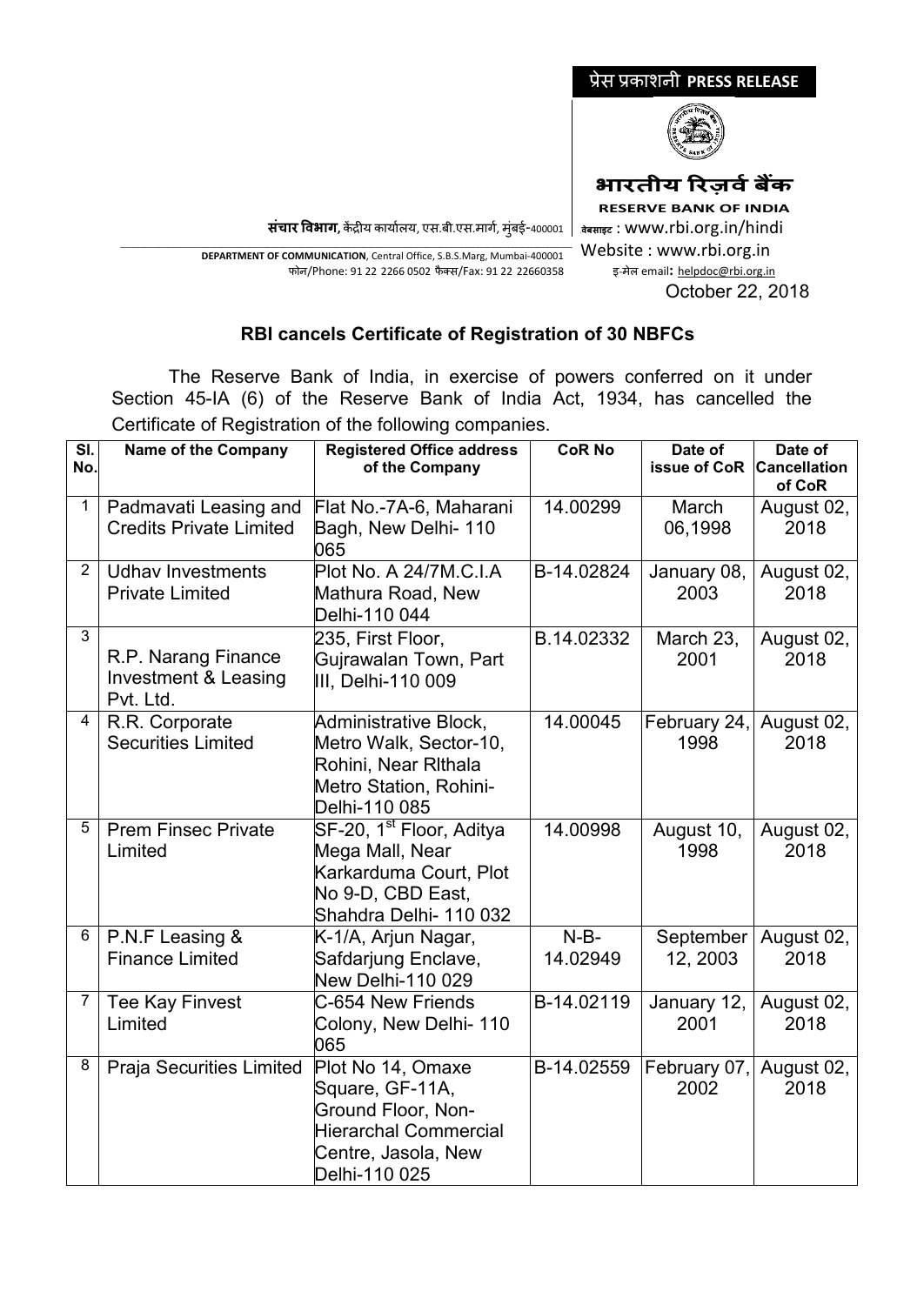प्रेस प्रकाशनी **PRESS RELEASE**

**भारतीय रिज़र्व बैंक**

**RESERVE BANK OF INDIA**

**संचार विभाग**, केंद्रीय कार्यालय, एस.बी.एस.मार्ग, मुंबई-400001

**DEPARTMENT OF COMMUNICATION**, Central Office, S.B.S.Marg, Mumbai-400001

फोन/Phone: 91 22 2266 0502 फैक्स/Fax: 91 22 22660358

वेबसाइट : www.rbi.org.in/hindi

Website : www.rbi.org.in

इ-मेल email: helpdoc@rbi.org.in

October 22, 2018

## RBI cancels Certificate of Registration of 30 NBFCs

The Reserve Bank of India, in exercise of powers conferred on it under Section 45-IA (6) of the Reserve Bank of India Act, 1934, has cancelled the Certificate of Registration of the following companies.

| Sl. No. | Name of the Company | Registered Office address of the Company | CoR No | Date of issue of CoR | Date of Cancellation of CoR |
|---|---|---|---|---|---|
| 1 | Padmavati Leasing and Credits Private Limited | Flat No.-7A-6, Maharani Bagh, New Delhi- 110 065 | 14.00299 | March 06,1998 | August 02, 2018 |
| 2 | Udhav Investments Private Limited | Plot No. A 24/7M.C.I.A Mathura Road, New Delhi-110 044 | B-14.02824 | January 08, 2003 | August 02, 2018 |
| 3 | R.P. Narang Finance Investment & Leasing Pvt. Ltd. | 235, First Floor, Gujrawalan Town, Part III, Delhi-110 009 | B.14.02332 | March 23, 2001 | August 02, 2018 |
| 4 | R.R. Corporate Securities Limited | Administrative Block, Metro Walk, Sector-10, Rohini, Near Rlthala Metro Station, Rohini-Delhi-110 085 | 14.00045 | February 24, 1998 | August 02, 2018 |
| 5 | Prem Finsec Private Limited | SF-20, 1st Floor, Aditya Mega Mall, Near Karkarduma Court, Plot No 9-D, CBD East, Shahdra Delhi- 110 032 | 14.00998 | August 10, 1998 | August 02, 2018 |
| 6 | P.N.F Leasing & Finance Limited | K-1/A, Arjun Nagar, Safdarjung Enclave, New Delhi-110 029 | N-B-14.02949 | September 12, 2003 | August 02, 2018 |
| 7 | Tee Kay Finvest Limited | C-654 New Friends Colony, New Delhi- 110 065 | B-14.02119 | January 12, 2001 | August 02, 2018 |
| 8 | Praja Securities Limited | Plot No 14, Omaxe Square, GF-11A, Ground Floor, Non-Hierarchal Commercial Centre, Jasola, New Delhi-110 025 | B-14.02559 | February 07, 2002 | August 02, 2018 |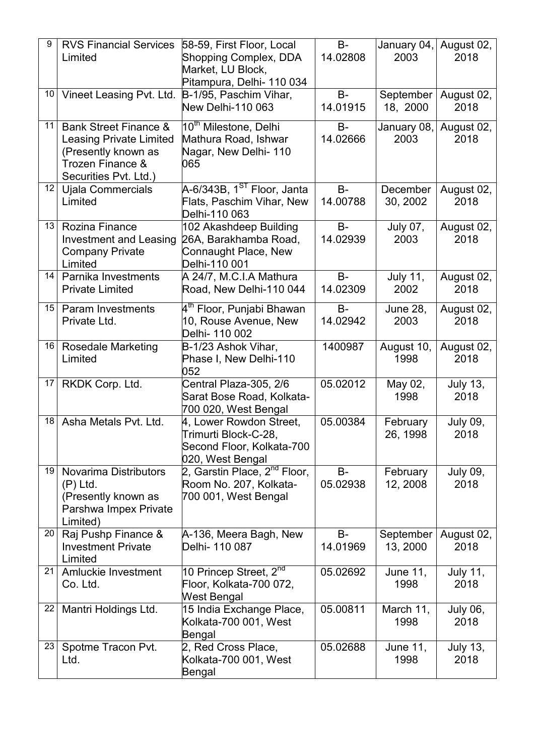| 9 | RVS Financial Services Limited | 58-59, First Floor, Local Shopping Complex, DDA Market, LU Block, Pitampura, Delhi- 110 034 | B-14.02808 | January 04, 2003 | August 02, 2018 |
|---|---|---|---|---|---|
| 10 | Vineet Leasing Pvt. Ltd. | B-1/95, Paschim Vihar, New Delhi-110 063 | B-14.01915 | September 18, 2000 | August 02, 2018 |
| 11 | Bank Street Finance & Leasing Private Limited (Presently known as Trozen Finance & Securities Pvt. Ltd.) | 10th Milestone, Delhi Mathura Road, Ishwar Nagar, New Delhi- 110 065 | B-14.02666 | January 08, 2003 | August 02, 2018 |
| 12 | Ujala Commercials Limited | A-6/343B, 1ST Floor, Janta Flats, Paschim Vihar, New Delhi-110 063 | B-14.00788 | December 30, 2002 | August 02, 2018 |
| 13 | Rozina Finance Investment and Leasing Company Private Limited | 102 Akashdeep Building 26A, Barakhamba Road, Connaught Place, New Delhi-110 001 | B-14.02939 | July 07, 2003 | August 02, 2018 |
| 14 | Parnika Investments Private Limited | A 24/7, M.C.I.A Mathura Road, New Delhi-110 044 | B-14.02309 | July 11, 2002 | August 02, 2018 |
| 15 | Param Investments Private Ltd. | 4th Floor, Punjabi Bhawan 10, Rouse Avenue, New Delhi- 110 002 | B-14.02942 | June 28, 2003 | August 02, 2018 |
| 16 | Rosedale Marketing Limited | B-1/23 Ashok Vihar, Phase I, New Delhi-110 052 | 1400987 | August 10, 1998 | August 02, 2018 |
| 17 | RKDK Corp. Ltd. | Central Plaza-305, 2/6 Sarat Bose Road, Kolkata-700 020, West Bengal | 05.02012 | May 02, 1998 | July 13, 2018 |
| 18 | Asha Metals Pvt. Ltd. | 4, Lower Rowdon Street, Trimurti Block-C-28, Second Floor, Kolkata-700 020, West Bengal | 05.00384 | February 26, 1998 | July 09, 2018 |
| 19 | Novarima Distributors (P) Ltd. (Presently known as Parshwa Impex Private Limited) | 2, Garstin Place, 2nd Floor, Room No. 207, Kolkata-700 001, West Bengal | B-05.02938 | February 12, 2008 | July 09, 2018 |
| 20 | Raj Pushp Finance & Investment Private Limited | A-136, Meera Bagh, New Delhi- 110 087 | B-14.01969 | September 13, 2000 | August 02, 2018 |
| 21 | Amluckie Investment Co. Ltd. | 10 Princep Street, 2nd Floor, Kolkata-700 072, West Bengal | 05.02692 | June 11, 1998 | July 11, 2018 |
| 22 | Mantri Holdings Ltd. | 15 India Exchange Place, Kolkata-700 001, West Bengal | 05.00811 | March 11, 1998 | July 06, 2018 |
| 23 | Spotme Tracon Pvt. Ltd. | 2, Red Cross Place, Kolkata-700 001, West Bengal | 05.02688 | June 11, 1998 | July 13, 2018 |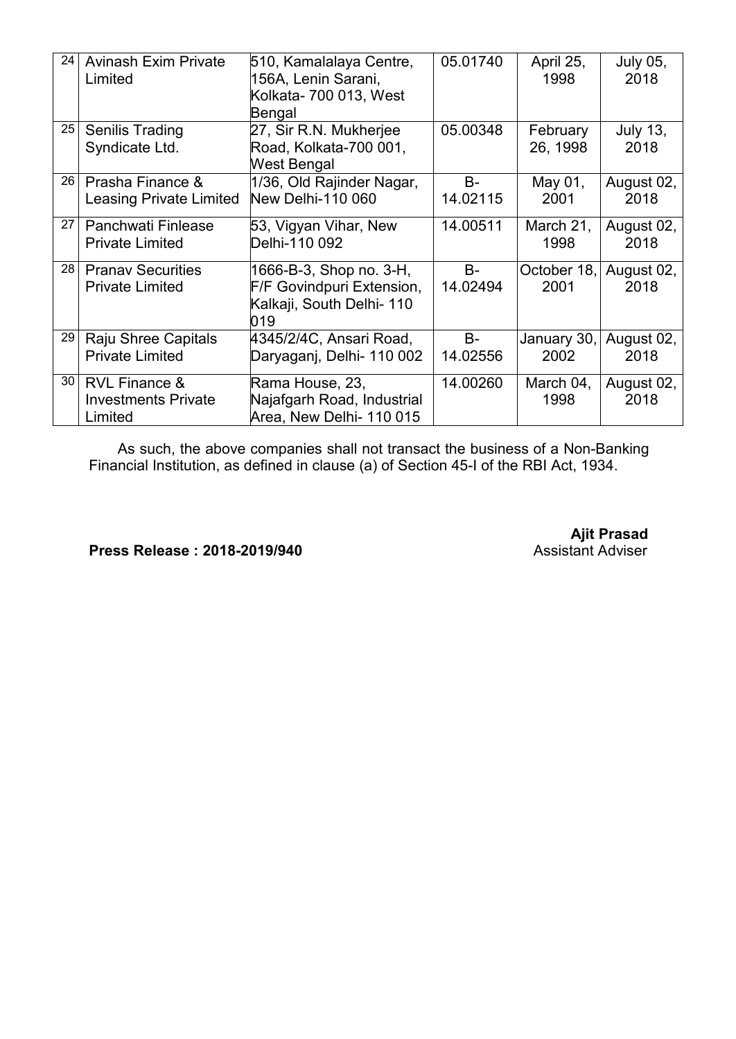| | | | | | |
|---|---|---|---|---|---|
| 24 | Avinash Exim Private Limited | 510, Kamalalaya Centre, 156A, Lenin Sarani, Kolkata- 700 013, West Bengal | 05.01740 | April 25, 1998 | July 05, 2018 |
| 25 | Senilis Trading Syndicate Ltd. | 27, Sir R.N. Mukherjee Road, Kolkata-700 001, West Bengal | 05.00348 | February 26, 1998 | July 13, 2018 |
| 26 | Prasha Finance & Leasing Private Limited | 1/36, Old Rajinder Nagar, New Delhi-110 060 | B-14.02115 | May 01, 2001 | August 02, 2018 |
| 27 | Panchwati Finlease Private Limited | 53, Vigyan Vihar, New Delhi-110 092 | 14.00511 | March 21, 1998 | August 02, 2018 |
| 28 | Pranav Securities Private Limited | 1666-B-3, Shop no. 3-H, F/F Govindpuri Extension, Kalkaji, South Delhi- 110 019 | B-14.02494 | October 18, 2001 | August 02, 2018 |
| 29 | Raju Shree Capitals Private Limited | 4345/2/4C, Ansari Road, Daryaganj, Delhi- 110 002 | B-14.02556 | January 30, 2002 | August 02, 2018 |
| 30 | RVL Finance & Investments Private Limited | Rama House, 23, Najafgarh Road, Industrial Area, New Delhi- 110 015 | 14.00260 | March 04, 1998 | August 02, 2018 |

As such, the above companies shall not transact the business of a Non-Banking Financial Institution, as defined in clause (a) of Section 45-I of the RBI Act, 1934.

**Ajit Prasad**
Assistant Adviser

**Press Release : 2018-2019/940**